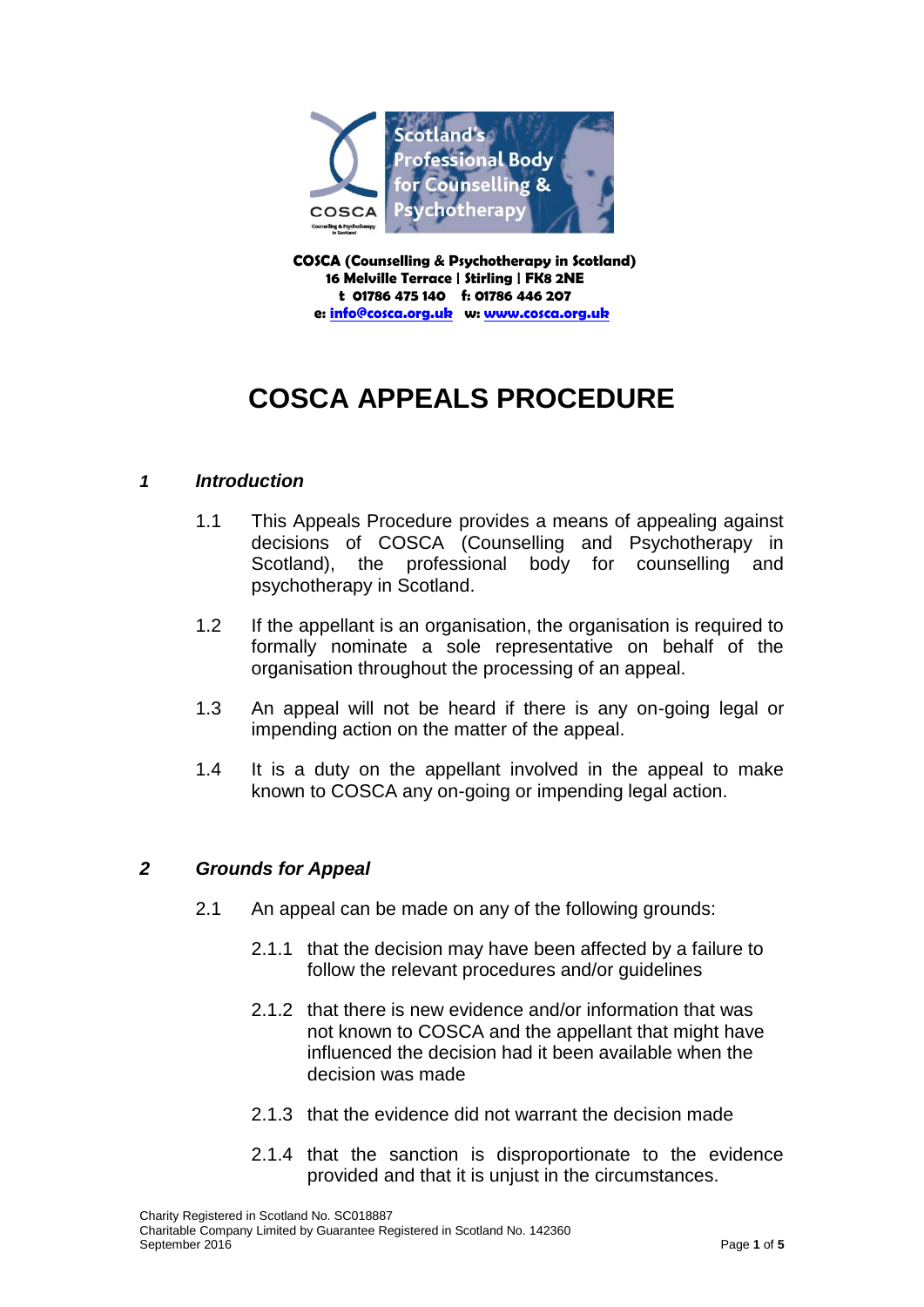COSCA (Counselling & Psychotherapy in Scotland)
16 Melville Terrace | Stirling | FK8 2NE
t 01786 475 140 f: 01786 446 207
e: info@cosca.org.uk w: www.cosca.org.uk

# COSCA APPEALS PROCEDURE

## *1 Introduction*

1.1 This Appeals Procedure provides a means of appealing against decisions of COSCA (Counselling and Psychotherapy in Scotland), the professional body for counselling and psychotherapy in Scotland.

1.2 If the appellant is an organisation, the organisation is required to formally nominate a sole representative on behalf of the organisation throughout the processing of an appeal.

1.3 An appeal will not be heard if there is any on-going legal or impending action on the matter of the appeal.

1.4 It is a duty on the appellant involved in the appeal to make known to COSCA any on-going or impending legal action.

## *2 Grounds for Appeal*

2.1 An appeal can be made on any of the following grounds:

2.1.1 that the decision may have been affected by a failure to follow the relevant procedures and/or guidelines

2.1.2 that there is new evidence and/or information that was not known to COSCA and the appellant that might have influenced the decision had it been available when the decision was made

2.1.3 that the evidence did not warrant the decision made

2.1.4 that the sanction is disproportionate to the evidence provided and that it is unjust in the circumstances.

Charity Registered in Scotland No. SC018887
Charitable Company Limited by Guarantee Registered in Scotland No. 142360
September 2016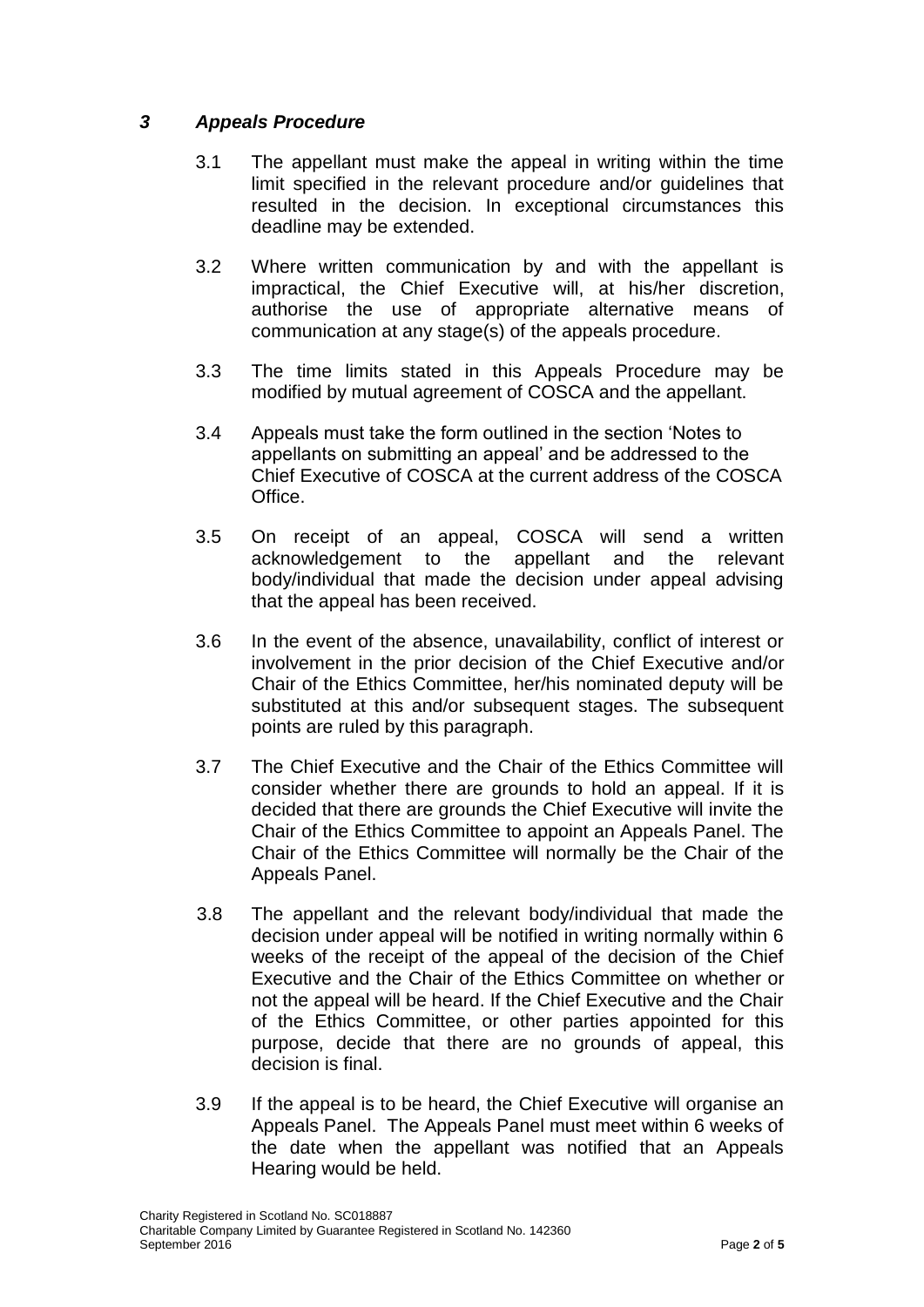## *3 Appeals Procedure*

3.1 The appellant must make the appeal in writing within the time limit specified in the relevant procedure and/or guidelines that resulted in the decision. In exceptional circumstances this deadline may be extended.

3.2 Where written communication by and with the appellant is impractical, the Chief Executive will, at his/her discretion, authorise the use of appropriate alternative means of communication at any stage(s) of the appeals procedure.

3.3 The time limits stated in this Appeals Procedure may be modified by mutual agreement of COSCA and the appellant.

3.4 Appeals must take the form outlined in the section 'Notes to appellants on submitting an appeal' and be addressed to the Chief Executive of COSCA at the current address of the COSCA Office.

3.5 On receipt of an appeal, COSCA will send a written acknowledgement to the appellant and the relevant body/individual that made the decision under appeal advising that the appeal has been received.

3.6 In the event of the absence, unavailability, conflict of interest or involvement in the prior decision of the Chief Executive and/or Chair of the Ethics Committee, her/his nominated deputy will be substituted at this and/or subsequent stages. The subsequent points are ruled by this paragraph.

3.7 The Chief Executive and the Chair of the Ethics Committee will consider whether there are grounds to hold an appeal. If it is decided that there are grounds the Chief Executive will invite the Chair of the Ethics Committee to appoint an Appeals Panel. The Chair of the Ethics Committee will normally be the Chair of the Appeals Panel.

3.8 The appellant and the relevant body/individual that made the decision under appeal will be notified in writing normally within 6 weeks of the receipt of the appeal of the decision of the Chief Executive and the Chair of the Ethics Committee on whether or not the appeal will be heard. If the Chief Executive and the Chair of the Ethics Committee, or other parties appointed for this purpose, decide that there are no grounds of appeal, this decision is final.

3.9 If the appeal is to be heard, the Chief Executive will organise an Appeals Panel. The Appeals Panel must meet within 6 weeks of the date when the appellant was notified that an Appeals Hearing would be held.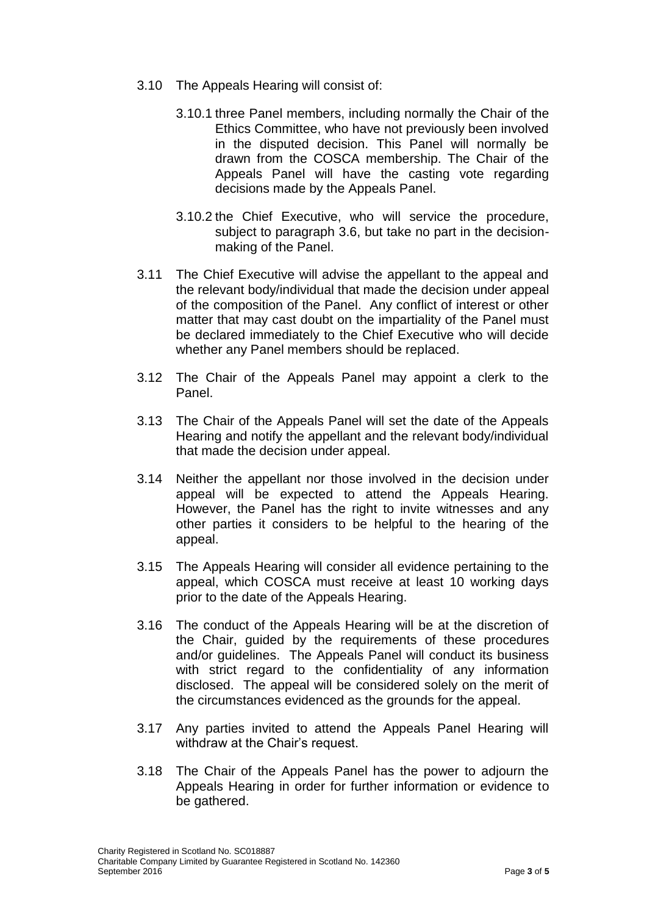3.10 The Appeals Hearing will consist of:

   3.10.1 three Panel members, including normally the Chair of the Ethics Committee, who have not previously been involved in the disputed decision. This Panel will normally be drawn from the COSCA membership. The Chair of the Appeals Panel will have the casting vote regarding decisions made by the Appeals Panel.

   3.10.2 the Chief Executive, who will service the procedure, subject to paragraph 3.6, but take no part in the decision-making of the Panel.

3.11 The Chief Executive will advise the appellant to the appeal and the relevant body/individual that made the decision under appeal of the composition of the Panel. Any conflict of interest or other matter that may cast doubt on the impartiality of the Panel must be declared immediately to the Chief Executive who will decide whether any Panel members should be replaced.

3.12 The Chair of the Appeals Panel may appoint a clerk to the Panel.

3.13 The Chair of the Appeals Panel will set the date of the Appeals Hearing and notify the appellant and the relevant body/individual that made the decision under appeal.

3.14 Neither the appellant nor those involved in the decision under appeal will be expected to attend the Appeals Hearing. However, the Panel has the right to invite witnesses and any other parties it considers to be helpful to the hearing of the appeal.

3.15 The Appeals Hearing will consider all evidence pertaining to the appeal, which COSCA must receive at least 10 working days prior to the date of the Appeals Hearing.

3.16 The conduct of the Appeals Hearing will be at the discretion of the Chair, guided by the requirements of these procedures and/or guidelines. The Appeals Panel will conduct its business with strict regard to the confidentiality of any information disclosed. The appeal will be considered solely on the merit of the circumstances evidenced as the grounds for the appeal.

3.17 Any parties invited to attend the Appeals Panel Hearing will withdraw at the Chair's request.

3.18 The Chair of the Appeals Panel has the power to adjourn the Appeals Hearing in order for further information or evidence to be gathered.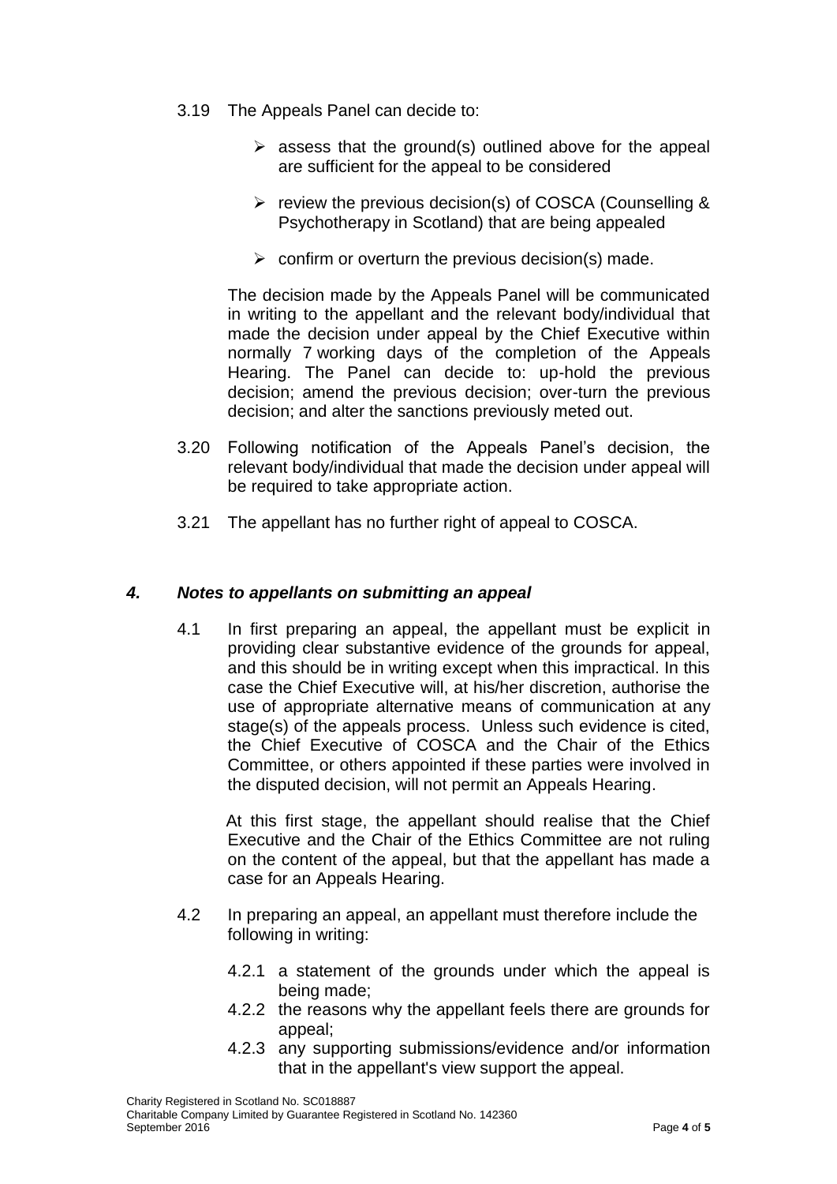3.19 The Appeals Panel can decide to:

- assess that the ground(s) outlined above for the appeal are sufficient for the appeal to be considered
- review the previous decision(s) of COSCA (Counselling & Psychotherapy in Scotland) that are being appealed
- confirm or overturn the previous decision(s) made.

The decision made by the Appeals Panel will be communicated in writing to the appellant and the relevant body/individual that made the decision under appeal by the Chief Executive within normally 7 working days of the completion of the Appeals Hearing. The Panel can decide to: up-hold the previous decision; amend the previous decision; over-turn the previous decision; and alter the sanctions previously meted out.

3.20 Following notification of the Appeals Panel's decision, the relevant body/individual that made the decision under appeal will be required to take appropriate action.

3.21 The appellant has no further right of appeal to COSCA.

## *4. Notes to appellants on submitting an appeal*

4.1 In first preparing an appeal, the appellant must be explicit in providing clear substantive evidence of the grounds for appeal, and this should be in writing except when this impractical. In this case the Chief Executive will, at his/her discretion, authorise the use of appropriate alternative means of communication at any stage(s) of the appeals process. Unless such evidence is cited, the Chief Executive of COSCA and the Chair of the Ethics Committee, or others appointed if these parties were involved in the disputed decision, will not permit an Appeals Hearing.

At this first stage, the appellant should realise that the Chief Executive and the Chair of the Ethics Committee are not ruling on the content of the appeal, but that the appellant has made a case for an Appeals Hearing.

4.2 In preparing an appeal, an appellant must therefore include the following in writing:

4.2.1 a statement of the grounds under which the appeal is being made;

4.2.2 the reasons why the appellant feels there are grounds for appeal;

4.2.3 any supporting submissions/evidence and/or information that in the appellant's view support the appeal.

Charity Registered in Scotland No. SC018887
Charitable Company Limited by Guarantee Registered in Scotland No. 142360
September 2016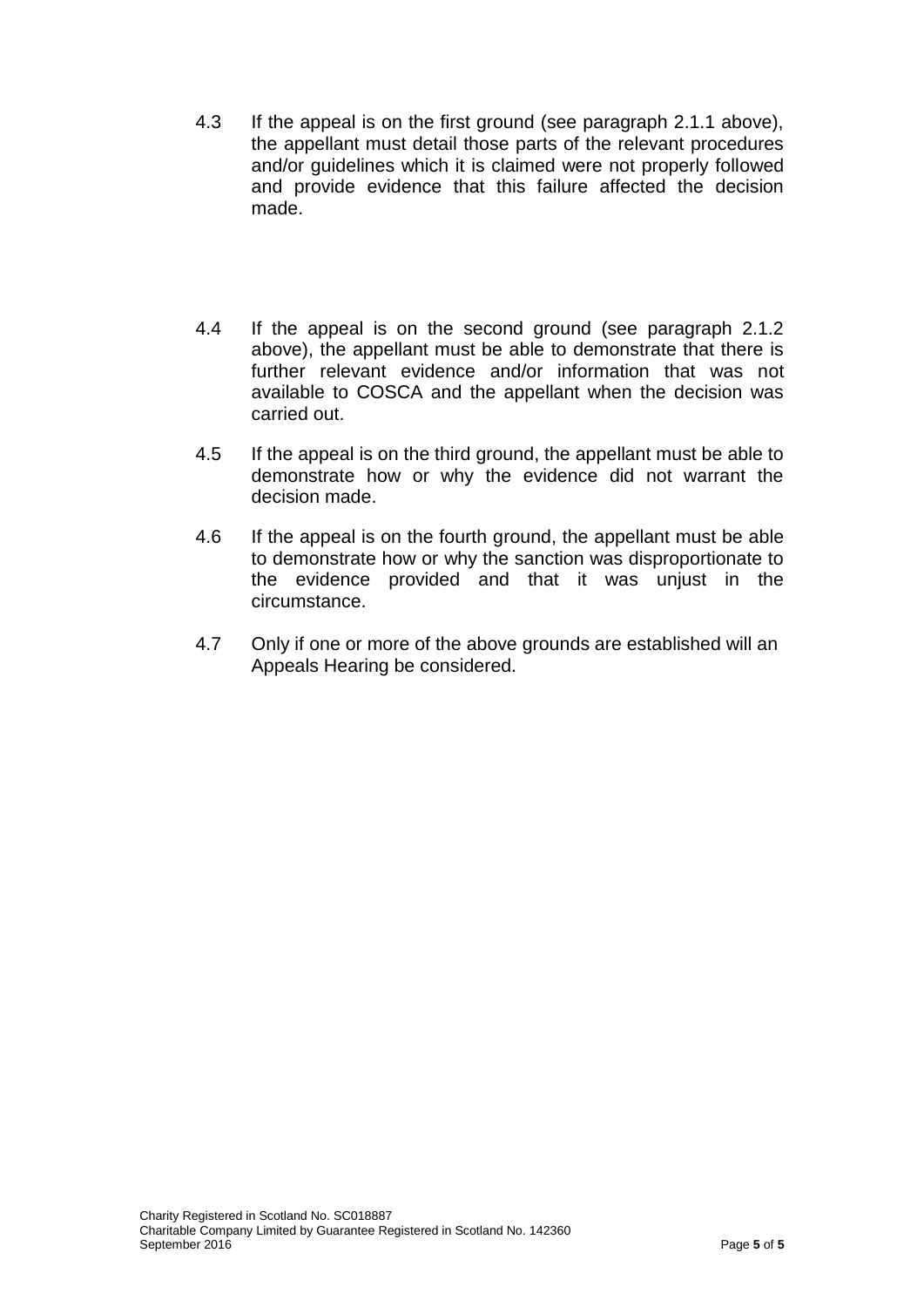4.3 If the appeal is on the first ground (see paragraph 2.1.1 above), the appellant must detail those parts of the relevant procedures and/or guidelines which it is claimed were not properly followed and provide evidence that this failure affected the decision made.

4.4 If the appeal is on the second ground (see paragraph 2.1.2 above), the appellant must be able to demonstrate that there is further relevant evidence and/or information that was not available to COSCA and the appellant when the decision was carried out.

4.5 If the appeal is on the third ground, the appellant must be able to demonstrate how or why the evidence did not warrant the decision made.

4.6 If the appeal is on the fourth ground, the appellant must be able to demonstrate how or why the sanction was disproportionate to the evidence provided and that it was unjust in the circumstance.

4.7 Only if one or more of the above grounds are established will an Appeals Hearing be considered.